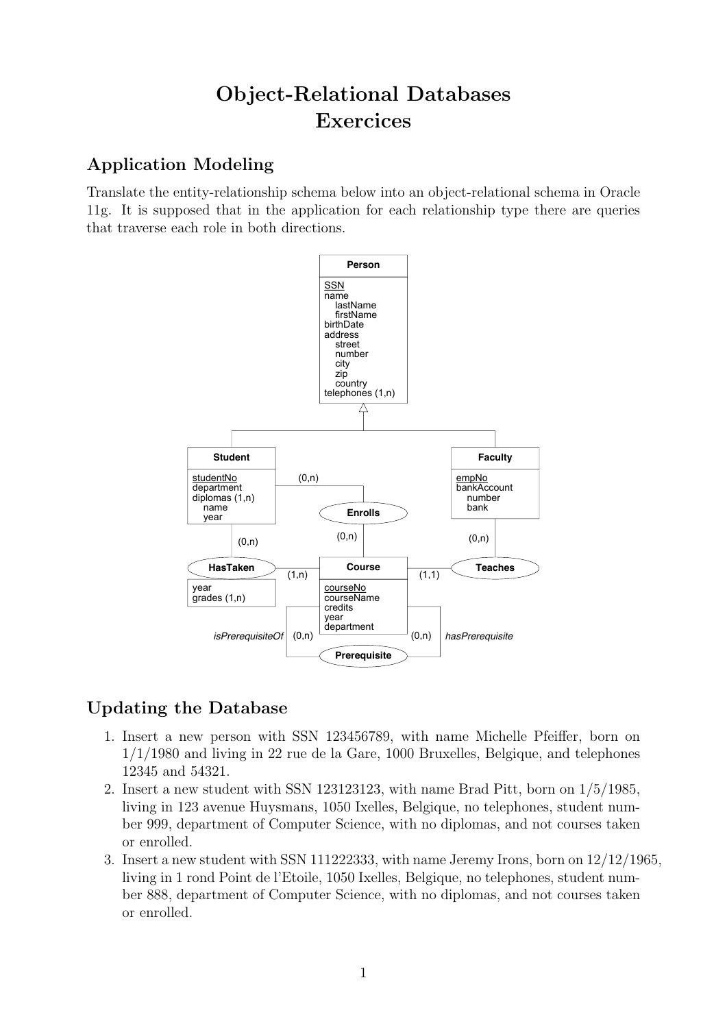# Object-Relational Databases Exercices

## Application Modeling

Translate the entity-relationship schema below into an object-relational schema in Oracle 11g. It is supposed that in the application for each relationship type there are queries that traverse each role in both directions.

## Updating the Database

1. Insert a new person with SSN 123456789, with name Michelle Pfeiffer, born on 1/1/1980 and living in 22 rue de la Gare, 1000 Bruxelles, Belgique, and telephones 12345 and 54321.
2. Insert a new student with SSN 123123123, with name Brad Pitt, born on 1/5/1985, living in 123 avenue Huysmans, 1050 Ixelles, Belgique, no telephones, student number 999, department of Computer Science, with no diplomas, and not courses taken or enrolled.
3. Insert a new student with SSN 111222333, with name Jeremy Irons, born on 12/12/1965, living in 1 rond Point de l'Etoile, 1050 Ixelles, Belgique, no telephones, student number 888, department of Computer Science, with no diplomas, and not courses taken or enrolled.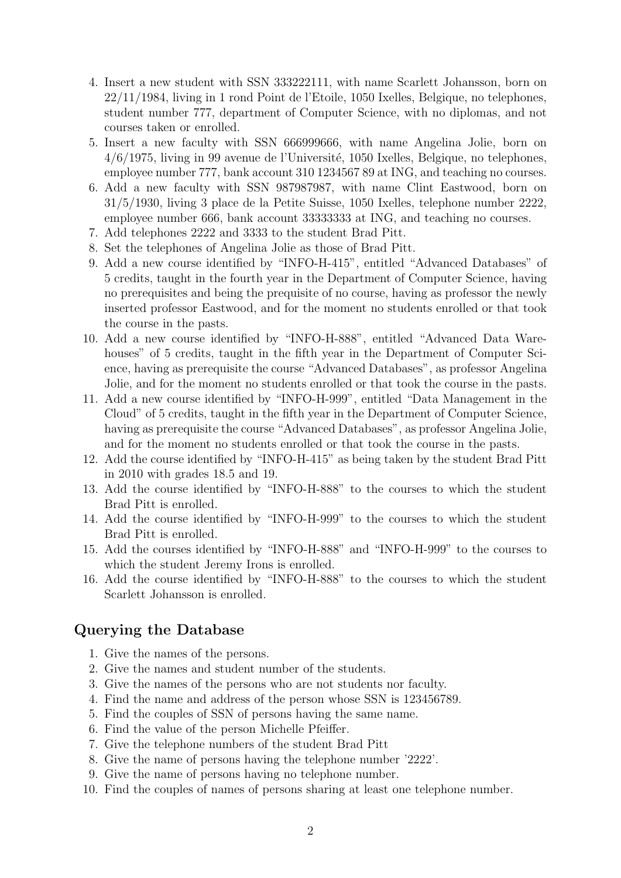4. Insert a new student with SSN 333222111, with name Scarlett Johansson, born on 22/11/1984, living in 1 rond Point de l'Etoile, 1050 Ixelles, Belgique, no telephones, student number 777, department of Computer Science, with no diplomas, and not courses taken or enrolled.
5. Insert a new faculty with SSN 666999666, with name Angelina Jolie, born on 4/6/1975, living in 99 avenue de l'Université, 1050 Ixelles, Belgique, no telephones, employee number 777, bank account 310 1234567 89 at ING, and teaching no courses.
6. Add a new faculty with SSN 987987987, with name Clint Eastwood, born on 31/5/1930, living 3 place de la Petite Suisse, 1050 Ixelles, telephone number 2222, employee number 666, bank account 33333333 at ING, and teaching no courses.
7. Add telephones 2222 and 3333 to the student Brad Pitt.
8. Set the telephones of Angelina Jolie as those of Brad Pitt.
9. Add a new course identified by "INFO-H-415", entitled "Advanced Databases" of 5 credits, taught in the fourth year in the Department of Computer Science, having no prerequisites and being the prequisite of no course, having as professor the newly inserted professor Eastwood, and for the moment no students enrolled or that took the course in the pasts.
10. Add a new course identified by "INFO-H-888", entitled "Advanced Data Warehouses" of 5 credits, taught in the fifth year in the Department of Computer Science, having as prerequisite the course "Advanced Databases", as professor Angelina Jolie, and for the moment no students enrolled or that took the course in the pasts.
11. Add a new course identified by "INFO-H-999", entitled "Data Management in the Cloud" of 5 credits, taught in the fifth year in the Department of Computer Science, having as prerequisite the course "Advanced Databases", as professor Angelina Jolie, and for the moment no students enrolled or that took the course in the pasts.
12. Add the course identified by "INFO-H-415" as being taken by the student Brad Pitt in 2010 with grades 18.5 and 19.
13. Add the course identified by "INFO-H-888" to the courses to which the student Brad Pitt is enrolled.
14. Add the course identified by "INFO-H-999" to the courses to which the student Brad Pitt is enrolled.
15. Add the courses identified by "INFO-H-888" and "INFO-H-999" to the courses to which the student Jeremy Irons is enrolled.
16. Add the course identified by "INFO-H-888" to the courses to which the student Scarlett Johansson is enrolled.

## Querying the Database

1. Give the names of the persons.
2. Give the names and student number of the students.
3. Give the names of the persons who are not students nor faculty.
4. Find the name and address of the person whose SSN is 123456789.
5. Find the couples of SSN of persons having the same name.
6. Find the value of the person Michelle Pfeiffer.
7. Give the telephone numbers of the student Brad Pitt
8. Give the name of persons having the telephone number '2222'.
9. Give the name of persons having no telephone number.
10. Find the couples of names of persons sharing at least one telephone number.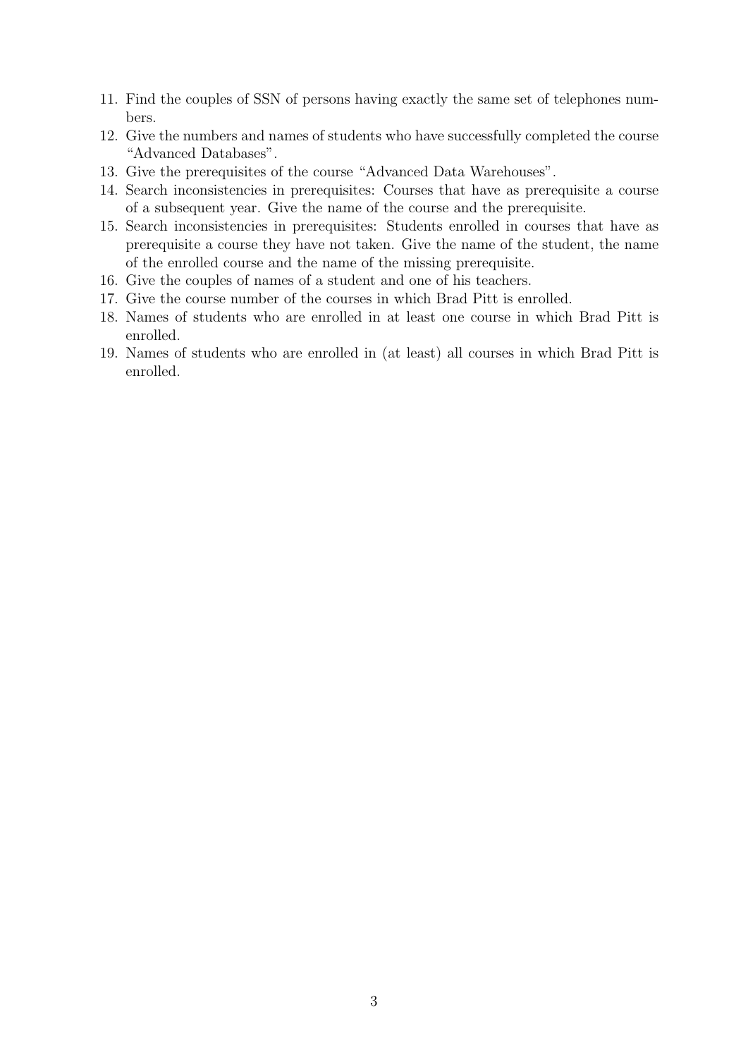11. Find the couples of SSN of persons having exactly the same set of telephones numbers.
12. Give the numbers and names of students who have successfully completed the course "Advanced Databases".
13. Give the prerequisites of the course "Advanced Data Warehouses".
14. Search inconsistencies in prerequisites: Courses that have as prerequisite a course of a subsequent year. Give the name of the course and the prerequisite.
15. Search inconsistencies in prerequisites: Students enrolled in courses that have as prerequisite a course they have not taken. Give the name of the student, the name of the enrolled course and the name of the missing prerequisite.
16. Give the couples of names of a student and one of his teachers.
17. Give the course number of the courses in which Brad Pitt is enrolled.
18. Names of students who are enrolled in at least one course in which Brad Pitt is enrolled.
19. Names of students who are enrolled in (at least) all courses in which Brad Pitt is enrolled.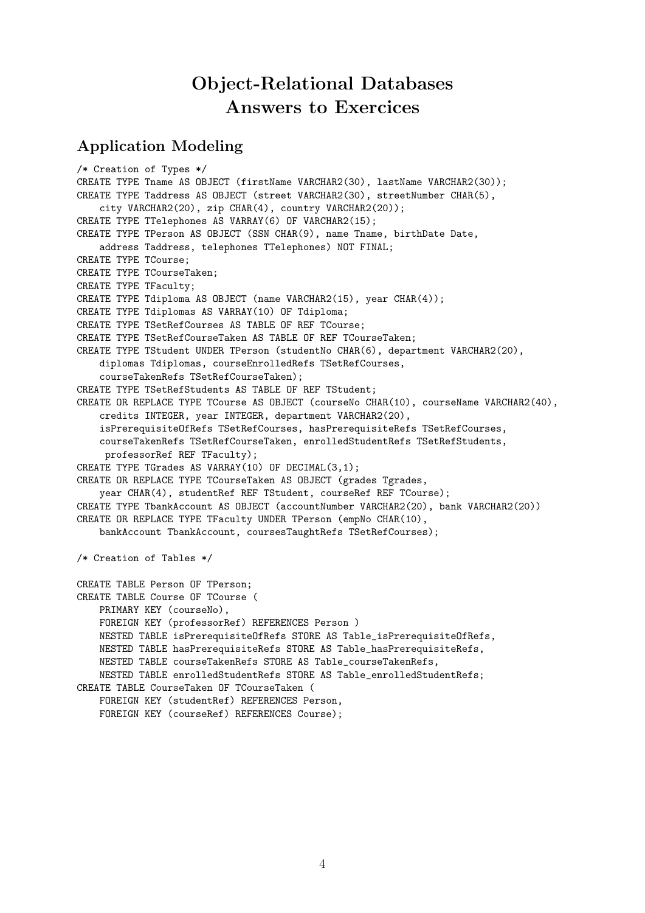# Object-Relational Databases
# Answers to Exercices

## Application Modeling

```
/* Creation of Types */
CREATE TYPE Tname AS OBJECT (firstName VARCHAR2(30), lastName VARCHAR2(30));
CREATE TYPE Taddress AS OBJECT (street VARCHAR2(30), streetNumber CHAR(5),
    city VARCHAR2(20), zip CHAR(4), country VARCHAR2(20));
CREATE TYPE TTelephones AS VARRAY(6) OF VARCHAR2(15);
CREATE TYPE TPerson AS OBJECT (SSN CHAR(9), name Tname, birthDate Date,
    address Taddress, telephones TTelephones) NOT FINAL;
CREATE TYPE TCourse;
CREATE TYPE TCourseTaken;
CREATE TYPE TFaculty;
CREATE TYPE Tdiploma AS OBJECT (name VARCHAR2(15), year CHAR(4));
CREATE TYPE Tdiplomas AS VARRAY(10) OF Tdiploma;
CREATE TYPE TSetRefCourses AS TABLE OF REF TCourse;
CREATE TYPE TSetRefCourseTaken AS TABLE OF REF TCourseTaken;
CREATE TYPE TStudent UNDER TPerson (studentNo CHAR(6), department VARCHAR2(20),
    diplomas Tdiplomas, courseEnrolledRefs TSetRefCourses,
    courseTakenRefs TSetRefCourseTaken);
CREATE TYPE TSetRefStudents AS TABLE OF REF TStudent;
CREATE OR REPLACE TYPE TCourse AS OBJECT (courseNo CHAR(10), courseName VARCHAR2(40),
    credits INTEGER, year INTEGER, department VARCHAR2(20),
    isPrerequisiteOfRefs TSetRefCourses, hasPrerequisiteRefs TSetRefCourses,
    courseTakenRefs TSetRefCourseTaken, enrolledStudentRefs TSetRefStudents,
     professorRef REF TFaculty);
CREATE TYPE TGrades AS VARRAY(10) OF DECIMAL(3,1);
CREATE OR REPLACE TYPE TCourseTaken AS OBJECT (grades Tgrades,
    year CHAR(4), studentRef REF TStudent, courseRef REF TCourse);
CREATE TYPE TbankAccount AS OBJECT (accountNumber VARCHAR2(20), bank VARCHAR2(20))
CREATE OR REPLACE TYPE TFaculty UNDER TPerson (empNo CHAR(10),
    bankAccount TbankAccount, coursesTaughtRefs TSetRefCourses);

/* Creation of Tables */

CREATE TABLE Person OF TPerson;
CREATE TABLE Course OF TCourse (
    PRIMARY KEY (courseNo),
    FOREIGN KEY (professorRef) REFERENCES Person )
    NESTED TABLE isPrerequisiteOfRefs STORE AS Table_isPrerequisiteOfRefs,
    NESTED TABLE hasPrerequisiteRefs STORE AS Table_hasPrerequisiteRefs,
    NESTED TABLE courseTakenRefs STORE AS Table_courseTakenRefs,
    NESTED TABLE enrolledStudentRefs STORE AS Table_enrolledStudentRefs;
CREATE TABLE CourseTaken OF TCourseTaken (
    FOREIGN KEY (studentRef) REFERENCES Person,
    FOREIGN KEY (courseRef) REFERENCES Course);
```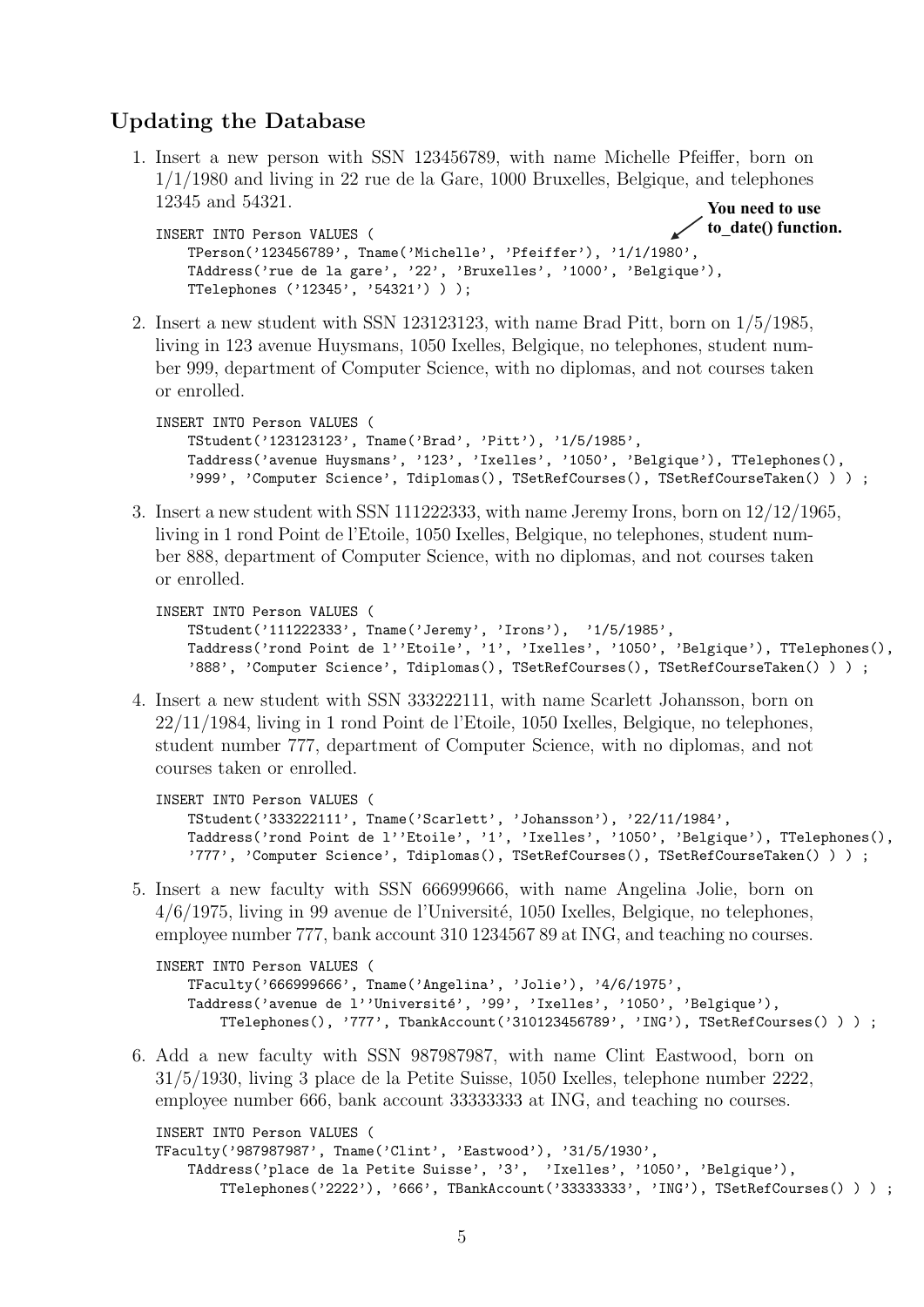## Updating the Database

1. Insert a new person with SSN 123456789, with name Michelle Pfeiffer, born on 1/1/1980 and living in 22 rue de la Gare, 1000 Bruxelles, Belgique, and telephones 12345 and 54321.

   **You need to use to_date() function.**

```
INSERT INTO Person VALUES (
    TPerson('123456789', Tname('Michelle', 'Pfeiffer'), '1/1/1980',
    TAddress('rue de la gare', '22', 'Bruxelles', '1000', 'Belgique'),
    TTelephones ('12345', '54321') ) );
```

2. Insert a new student with SSN 123123123, with name Brad Pitt, born on 1/5/1985, living in 123 avenue Huysmans, 1050 Ixelles, Belgique, no telephones, student number 999, department of Computer Science, with no diplomas, and not courses taken or enrolled.

```
INSERT INTO Person VALUES (
    TStudent('123123123', Tname('Brad', 'Pitt'), '1/5/1985',
    Taddress('avenue Huysmans', '123', 'Ixelles', '1050', 'Belgique'), TTelephones(),
    '999', 'Computer Science', Tdiplomas(), TSetRefCourses(), TSetRefCourseTaken() ) ) ;
```

3. Insert a new student with SSN 111222333, with name Jeremy Irons, born on 12/12/1965, living in 1 rond Point de l'Etoile, 1050 Ixelles, Belgique, no telephones, student number 888, department of Computer Science, with no diplomas, and not courses taken or enrolled.

```
INSERT INTO Person VALUES (
    TStudent('111222333', Tname('Jeremy', 'Irons'),  '1/5/1985',
    Taddress('rond Point de l''Etoile', '1', 'Ixelles', '1050', 'Belgique'), TTelephones(),
    '888', 'Computer Science', Tdiplomas(), TSetRefCourses(), TSetRefCourseTaken() ) ) ;
```

4. Insert a new student with SSN 333222111, with name Scarlett Johansson, born on 22/11/1984, living in 1 rond Point de l'Etoile, 1050 Ixelles, Belgique, no telephones, student number 777, department of Computer Science, with no diplomas, and not courses taken or enrolled.

```
INSERT INTO Person VALUES (
    TStudent('333222111', Tname('Scarlett', 'Johansson'), '22/11/1984',
    Taddress('rond Point de l''Etoile', '1', 'Ixelles', '1050', 'Belgique'), TTelephones(),
    '777', 'Computer Science', Tdiplomas(), TSetRefCourses(), TSetRefCourseTaken() ) ) ;
```

5. Insert a new faculty with SSN 666999666, with name Angelina Jolie, born on 4/6/1975, living in 99 avenue de l'Université, 1050 Ixelles, Belgique, no telephones, employee number 777, bank account 310 1234567 89 at ING, and teaching no courses.

```
INSERT INTO Person VALUES (
    TFaculty('666999666', Tname('Angelina', 'Jolie'), '4/6/1975',
    Taddress('avenue de l''Université', '99', 'Ixelles', '1050', 'Belgique'),
        TTelephones(), '777', TbankAccount('310123456789', 'ING'), TSetRefCourses() ) ) ;
```

6. Add a new faculty with SSN 987987987, with name Clint Eastwood, born on 31/5/1930, living 3 place de la Petite Suisse, 1050 Ixelles, telephone number 2222, employee number 666, bank account 33333333 at ING, and teaching no courses.

```
INSERT INTO Person VALUES (
TFaculty('987987987', Tname('Clint', 'Eastwood'), '31/5/1930',
    TAddress('place de la Petite Suisse', '3',  'Ixelles', '1050', 'Belgique'),
        TTelephones('2222'), '666', TBankAccount('33333333', 'ING'), TSetRefCourses() ) ) ;
```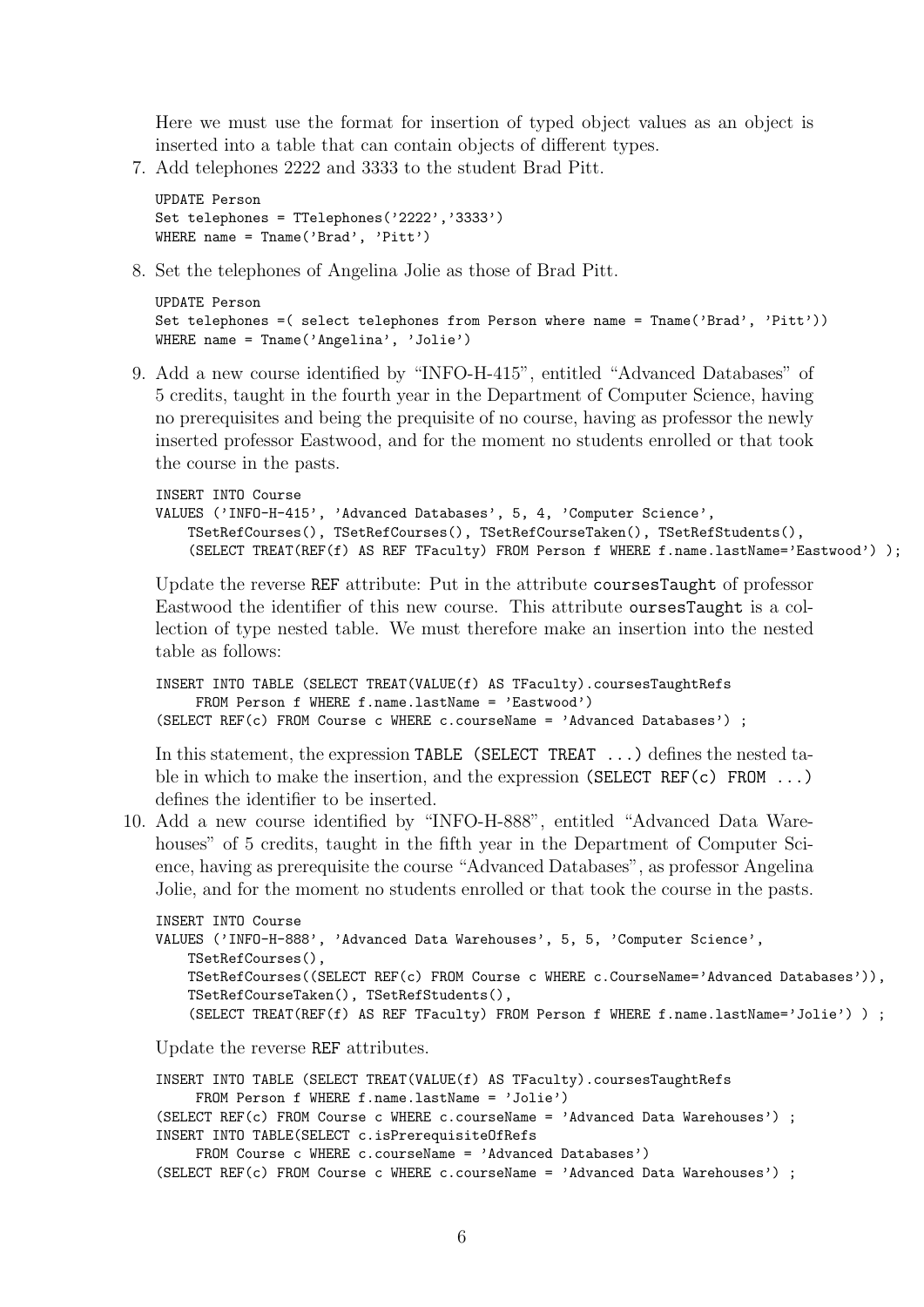Here we must use the format for insertion of typed object values as an object is inserted into a table that can contain objects of different types.

7. Add telephones 2222 and 3333 to the student Brad Pitt.

```
UPDATE Person
Set telephones = TTelephones('2222','3333')
WHERE name = Tname('Brad', 'Pitt')
```

8. Set the telephones of Angelina Jolie as those of Brad Pitt.

```
UPDATE Person
Set telephones =( select telephones from Person where name = Tname('Brad', 'Pitt'))
WHERE name = Tname('Angelina', 'Jolie')
```

9. Add a new course identified by "INFO-H-415", entitled "Advanced Databases" of 5 credits, taught in the fourth year in the Department of Computer Science, having no prerequisites and being the prequisite of no course, having as professor the newly inserted professor Eastwood, and for the moment no students enrolled or that took the course in the pasts.

```
INSERT INTO Course
VALUES ('INFO-H-415', 'Advanced Databases', 5, 4, 'Computer Science',
    TSetRefCourses(), TSetRefCourses(), TSetRefCourseTaken(), TSetRefStudents(),
    (SELECT TREAT(REF(f) AS REF TFaculty) FROM Person f WHERE f.name.lastName='Eastwood') );
```

Update the reverse REF attribute: Put in the attribute coursesTaught of professor Eastwood the identifier of this new course. This attribute oursesTaught is a collection of type nested table. We must therefore make an insertion into the nested table as follows:

```
INSERT INTO TABLE (SELECT TREAT(VALUE(f) AS TFaculty).coursesTaughtRefs
     FROM Person f WHERE f.name.lastName = 'Eastwood')
(SELECT REF(c) FROM Course c WHERE c.courseName = 'Advanced Databases') ;
```

In this statement, the expression TABLE (SELECT TREAT ...) defines the nested table in which to make the insertion, and the expression (SELECT REF(c) FROM ...) defines the identifier to be inserted.

10. Add a new course identified by "INFO-H-888", entitled "Advanced Data Warehouses" of 5 credits, taught in the fifth year in the Department of Computer Science, having as prerequisite the course "Advanced Databases", as professor Angelina Jolie, and for the moment no students enrolled or that took the course in the pasts.

```
INSERT INTO Course
VALUES ('INFO-H-888', 'Advanced Data Warehouses', 5, 5, 'Computer Science',
    TSetRefCourses(),
    TSetRefCourses((SELECT REF(c) FROM Course c WHERE c.CourseName='Advanced Databases')),
    TSetRefCourseTaken(), TSetRefStudents(),
    (SELECT TREAT(REF(f) AS REF TFaculty) FROM Person f WHERE f.name.lastName='Jolie') ) ;
```

Update the reverse REF attributes.

```
INSERT INTO TABLE (SELECT TREAT(VALUE(f) AS TFaculty).coursesTaughtRefs
     FROM Person f WHERE f.name.lastName = 'Jolie')
(SELECT REF(c) FROM Course c WHERE c.courseName = 'Advanced Data Warehouses') ;
INSERT INTO TABLE(SELECT c.isPrerequisiteOfRefs
     FROM Course c WHERE c.courseName = 'Advanced Databases')
(SELECT REF(c) FROM Course c WHERE c.courseName = 'Advanced Data Warehouses') ;
```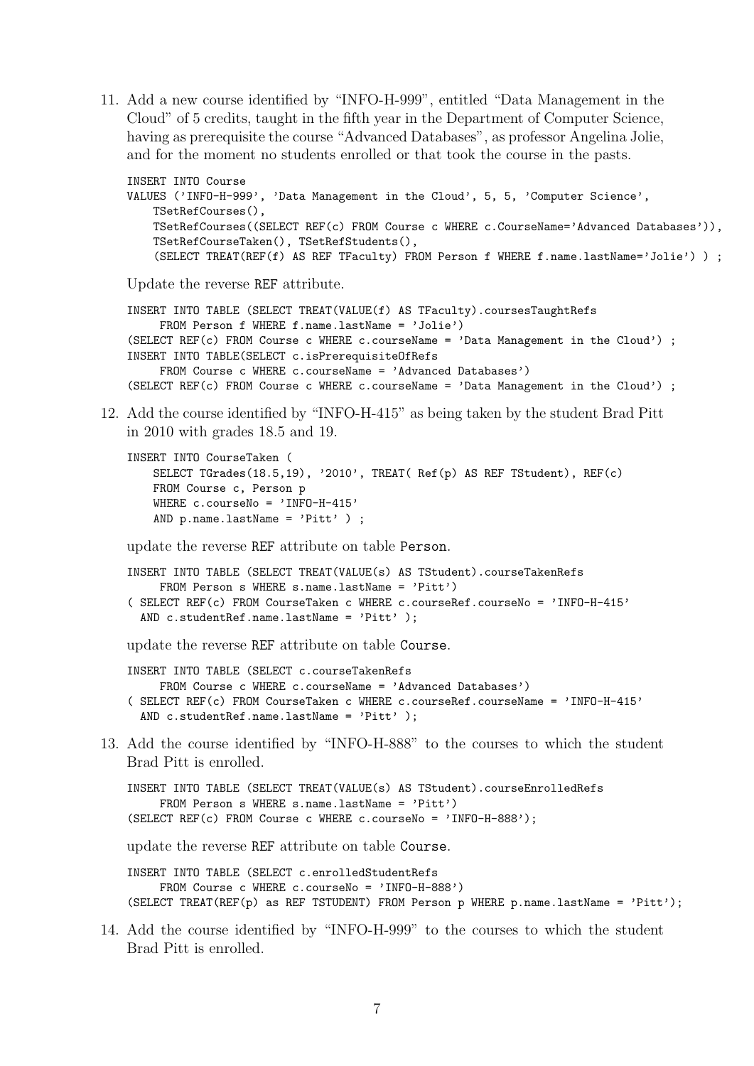11. Add a new course identified by "INFO-H-999", entitled "Data Management in the Cloud" of 5 credits, taught in the fifth year in the Department of Computer Science, having as prerequisite the course "Advanced Databases", as professor Angelina Jolie, and for the moment no students enrolled or that took the course in the pasts.

```
INSERT INTO Course
VALUES ('INFO-H-999', 'Data Management in the Cloud', 5, 5, 'Computer Science',
    TSetRefCourses(),
    TSetRefCourses((SELECT REF(c) FROM Course c WHERE c.CourseName='Advanced Databases')),
    TSetRefCourseTaken(), TSetRefStudents(),
    (SELECT TREAT(REF(f) AS REF TFaculty) FROM Person f WHERE f.name.lastName='Jolie') ) ;
```

Update the reverse REF attribute.

```
INSERT INTO TABLE (SELECT TREAT(VALUE(f) AS TFaculty).coursesTaughtRefs
     FROM Person f WHERE f.name.lastName = 'Jolie')
(SELECT REF(c) FROM Course c WHERE c.courseName = 'Data Management in the Cloud') ;
INSERT INTO TABLE(SELECT c.isPrerequisiteOfRefs
     FROM Course c WHERE c.courseName = 'Advanced Databases')
(SELECT REF(c) FROM Course c WHERE c.courseName = 'Data Management in the Cloud') ;
```

12. Add the course identified by "INFO-H-415" as being taken by the student Brad Pitt in 2010 with grades 18.5 and 19.

```
INSERT INTO CourseTaken (
    SELECT TGrades(18.5,19), '2010', TREAT( Ref(p) AS REF TStudent), REF(c)
    FROM Course c, Person p
    WHERE c.courseNo = 'INFO-H-415'
    AND p.name.lastName = 'Pitt' ) ;
```

update the reverse REF attribute on table Person.

```
INSERT INTO TABLE (SELECT TREAT(VALUE(s) AS TStudent).courseTakenRefs
     FROM Person s WHERE s.name.lastName = 'Pitt')
( SELECT REF(c) FROM CourseTaken c WHERE c.courseRef.courseNo = 'INFO-H-415'
  AND c.studentRef.name.lastName = 'Pitt' );
```

update the reverse REF attribute on table Course.

```
INSERT INTO TABLE (SELECT c.courseTakenRefs
     FROM Course c WHERE c.courseName = 'Advanced Databases')
( SELECT REF(c) FROM CourseTaken c WHERE c.courseRef.courseName = 'INFO-H-415'
  AND c.studentRef.name.lastName = 'Pitt' );
```

13. Add the course identified by "INFO-H-888" to the courses to which the student Brad Pitt is enrolled.

```
INSERT INTO TABLE (SELECT TREAT(VALUE(s) AS TStudent).courseEnrolledRefs
     FROM Person s WHERE s.name.lastName = 'Pitt')
(SELECT REF(c) FROM Course c WHERE c.courseNo = 'INFO-H-888');
```

update the reverse REF attribute on table Course.

```
INSERT INTO TABLE (SELECT c.enrolledStudentRefs
     FROM Course c WHERE c.courseNo = 'INFO-H-888')
(SELECT TREAT(REF(p) as REF TSTUDENT) FROM Person p WHERE p.name.lastName = 'Pitt');
```

14. Add the course identified by "INFO-H-999" to the courses to which the student Brad Pitt is enrolled.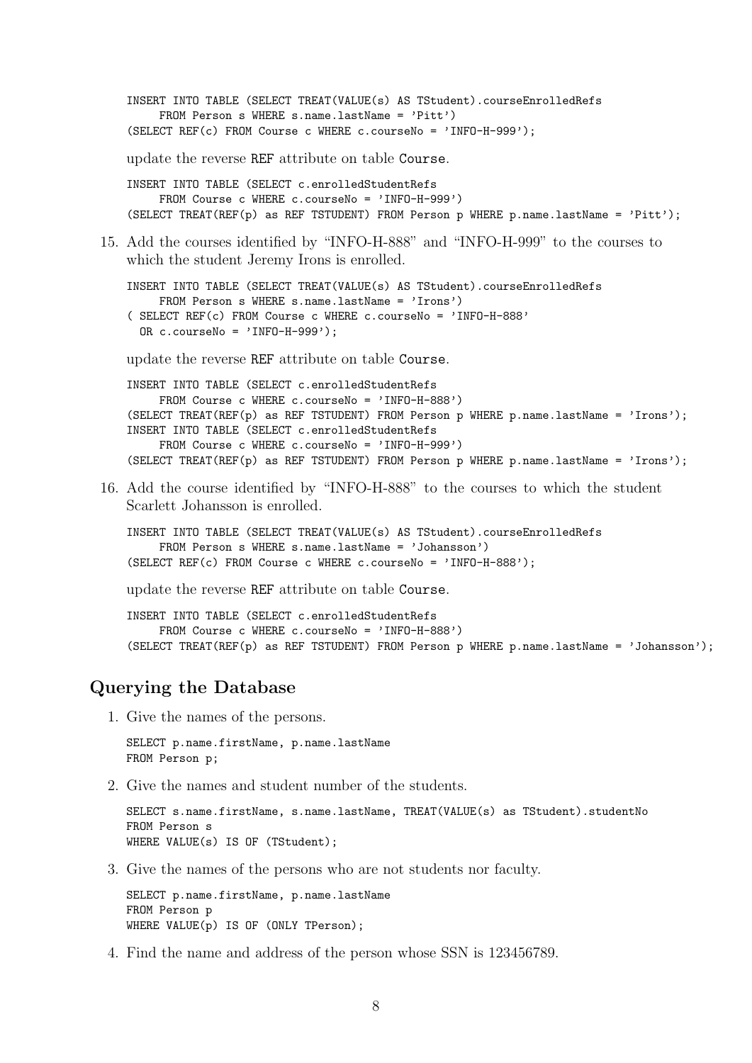```
INSERT INTO TABLE (SELECT TREAT(VALUE(s) AS TStudent).courseEnrolledRefs
     FROM Person s WHERE s.name.lastName = 'Pitt')
(SELECT REF(c) FROM Course c WHERE c.courseNo = 'INFO-H-999');
```

update the reverse REF attribute on table Course.

```
INSERT INTO TABLE (SELECT c.enrolledStudentRefs
     FROM Course c WHERE c.courseNo = 'INFO-H-999')
(SELECT TREAT(REF(p) as REF TSTUDENT) FROM Person p WHERE p.name.lastName = 'Pitt');
```

15. Add the courses identified by "INFO-H-888" and "INFO-H-999" to the courses to which the student Jeremy Irons is enrolled.

```
INSERT INTO TABLE (SELECT TREAT(VALUE(s) AS TStudent).courseEnrolledRefs
     FROM Person s WHERE s.name.lastName = 'Irons')
( SELECT REF(c) FROM Course c WHERE c.courseNo = 'INFO-H-888'
  OR c.courseNo = 'INFO-H-999');
```

update the reverse REF attribute on table Course.

```
INSERT INTO TABLE (SELECT c.enrolledStudentRefs
     FROM Course c WHERE c.courseNo = 'INFO-H-888')
(SELECT TREAT(REF(p) as REF TSTUDENT) FROM Person p WHERE p.name.lastName = 'Irons');
INSERT INTO TABLE (SELECT c.enrolledStudentRefs
     FROM Course c WHERE c.courseNo = 'INFO-H-999')
(SELECT TREAT(REF(p) as REF TSTUDENT) FROM Person p WHERE p.name.lastName = 'Irons');
```

16. Add the course identified by "INFO-H-888" to the courses to which the student Scarlett Johansson is enrolled.

```
INSERT INTO TABLE (SELECT TREAT(VALUE(s) AS TStudent).courseEnrolledRefs
     FROM Person s WHERE s.name.lastName = 'Johansson')
(SELECT REF(c) FROM Course c WHERE c.courseNo = 'INFO-H-888');
```

update the reverse REF attribute on table Course.

```
INSERT INTO TABLE (SELECT c.enrolledStudentRefs
     FROM Course c WHERE c.courseNo = 'INFO-H-888')
(SELECT TREAT(REF(p) as REF TSTUDENT) FROM Person p WHERE p.name.lastName = 'Johansson');
```

## Querying the Database

1. Give the names of the persons.

```
SELECT p.name.firstName, p.name.lastName
FROM Person p;
```

2. Give the names and student number of the students.

```
SELECT s.name.firstName, s.name.lastName, TREAT(VALUE(s) as TStudent).studentNo
FROM Person s
WHERE VALUE(s) IS OF (TStudent);
```

3. Give the names of the persons who are not students nor faculty.

```
SELECT p.name.firstName, p.name.lastName
FROM Person p
WHERE VALUE(p) IS OF (ONLY TPerson);
```

4. Find the name and address of the person whose SSN is 123456789.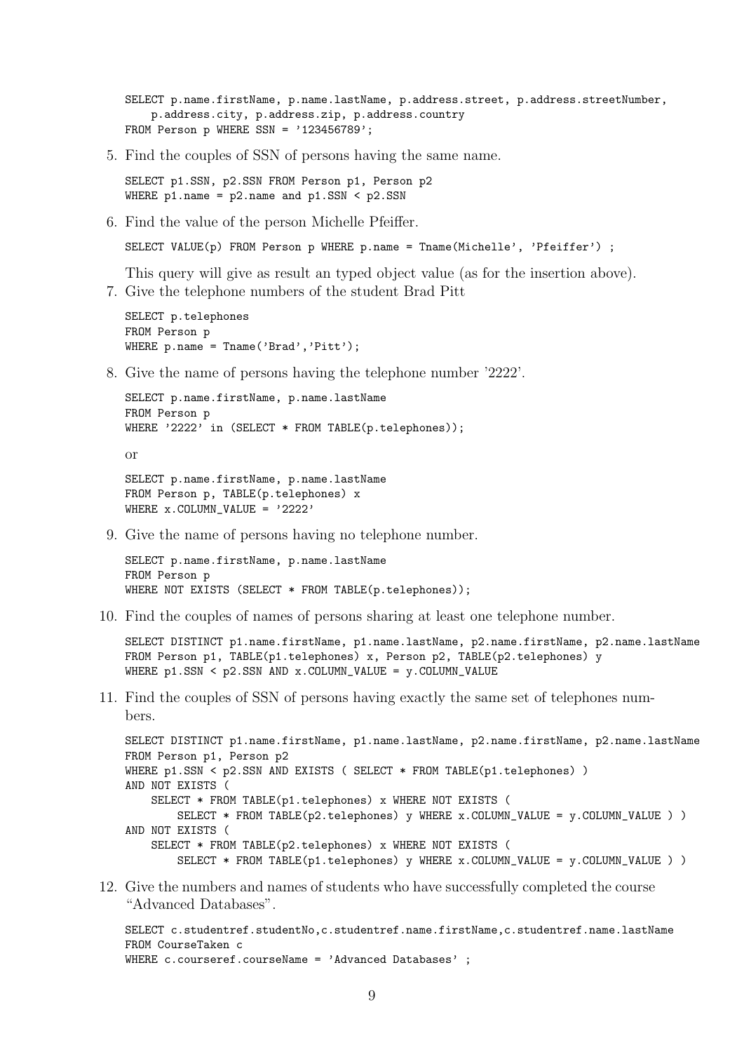```
SELECT p.name.firstName, p.name.lastName, p.address.street, p.address.streetNumber,
    p.address.city, p.address.zip, p.address.country
FROM Person p WHERE SSN = '123456789';
```

5. Find the couples of SSN of persons having the same name.

```
SELECT p1.SSN, p2.SSN FROM Person p1, Person p2
WHERE p1.name = p2.name and p1.SSN < p2.SSN
```

6. Find the value of the person Michelle Pfeiffer.

```
SELECT VALUE(p) FROM Person p WHERE p.name = Tname(Michelle', 'Pfeiffer') ;
```

This query will give as result an typed object value (as for the insertion above).

7. Give the telephone numbers of the student Brad Pitt

```
SELECT p.telephones
FROM Person p
WHERE p.name = Tname('Brad','Pitt');
```

8. Give the name of persons having the telephone number '2222'.

```
SELECT p.name.firstName, p.name.lastName
FROM Person p
WHERE '2222' in (SELECT * FROM TABLE(p.telephones));
```

or

```
SELECT p.name.firstName, p.name.lastName
FROM Person p, TABLE(p.telephones) x
WHERE x.COLUMN_VALUE = '2222'
```

9. Give the name of persons having no telephone number.

```
SELECT p.name.firstName, p.name.lastName
FROM Person p
WHERE NOT EXISTS (SELECT * FROM TABLE(p.telephones));
```

10. Find the couples of names of persons sharing at least one telephone number.

```
SELECT DISTINCT p1.name.firstName, p1.name.lastName, p2.name.firstName, p2.name.lastName
FROM Person p1, TABLE(p1.telephones) x, Person p2, TABLE(p2.telephones) y
WHERE p1.SSN < p2.SSN AND x.COLUMN_VALUE = y.COLUMN_VALUE
```

11. Find the couples of SSN of persons having exactly the same set of telephones numbers.

```
SELECT DISTINCT p1.name.firstName, p1.name.lastName, p2.name.firstName, p2.name.lastName
FROM Person p1, Person p2
WHERE p1.SSN < p2.SSN AND EXISTS ( SELECT * FROM TABLE(p1.telephones) )
AND NOT EXISTS (
    SELECT * FROM TABLE(p1.telephones) x WHERE NOT EXISTS (
        SELECT * FROM TABLE(p2.telephones) y WHERE x.COLUMN_VALUE = y.COLUMN_VALUE ) )
AND NOT EXISTS (
    SELECT * FROM TABLE(p2.telephones) x WHERE NOT EXISTS (
        SELECT * FROM TABLE(p1.telephones) y WHERE x.COLUMN_VALUE = y.COLUMN_VALUE ) )
```

12. Give the numbers and names of students who have successfully completed the course "Advanced Databases".

```
SELECT c.studentref.studentNo,c.studentref.name.firstName,c.studentref.name.lastName
FROM CourseTaken c
WHERE c.courseref.courseName = 'Advanced Databases' ;
```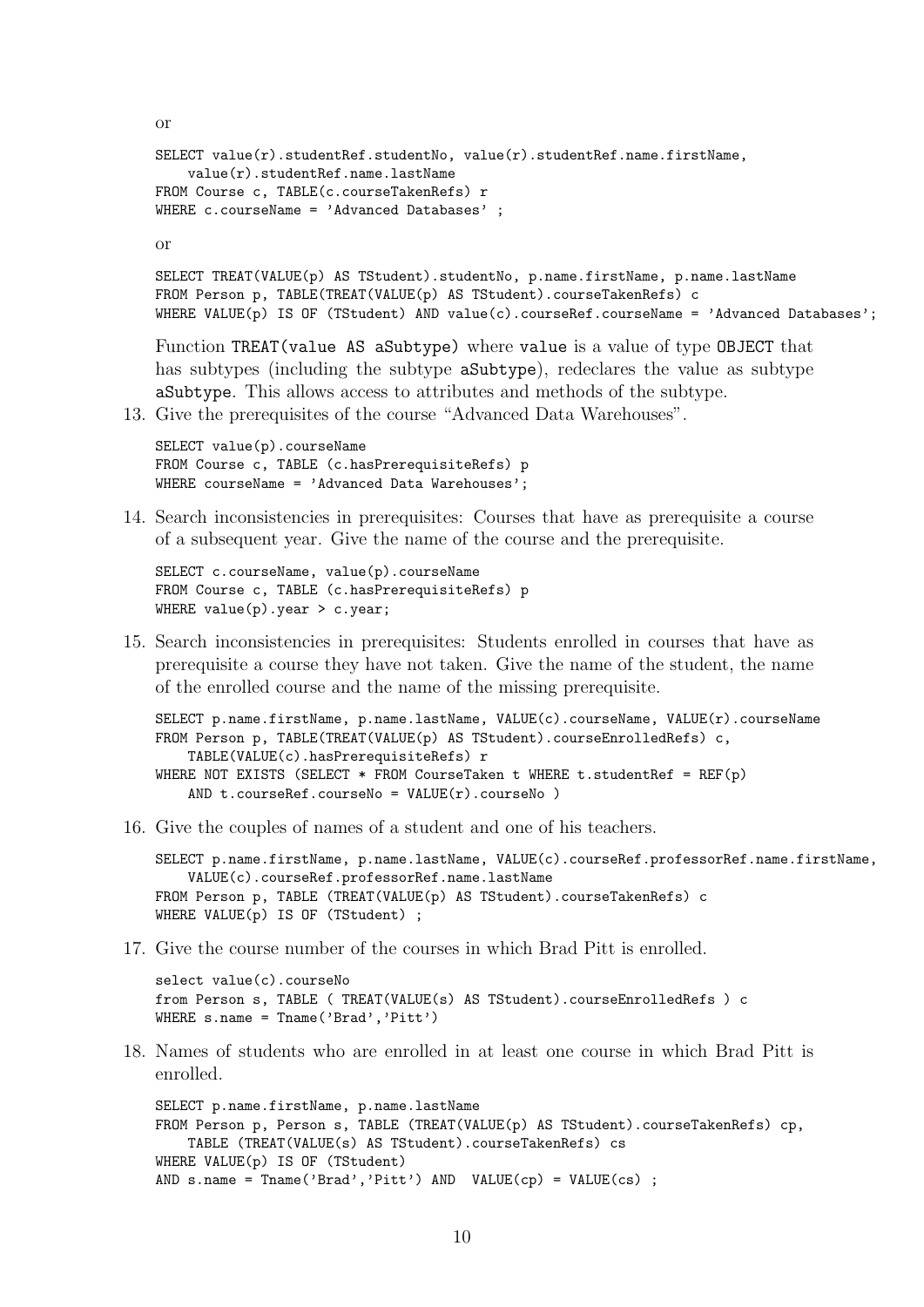or

```
SELECT value(r).studentRef.studentNo, value(r).studentRef.name.firstName,
    value(r).studentRef.name.lastName
FROM Course c, TABLE(c.courseTakenRefs) r
WHERE c.courseName = 'Advanced Databases' ;
```

or

```
SELECT TREAT(VALUE(p) AS TStudent).studentNo, p.name.firstName, p.name.lastName
FROM Person p, TABLE(TREAT(VALUE(p) AS TStudent).courseTakenRefs) c
WHERE VALUE(p) IS OF (TStudent) AND value(c).courseRef.courseName = 'Advanced Databases';
```

Function `TREAT(value AS aSubtype)` where `value` is a value of type `OBJECT` that has subtypes (including the subtype `aSubtype`), redeclares the value as subtype `aSubtype`. This allows access to attributes and methods of the subtype.

13. Give the prerequisites of the course "Advanced Data Warehouses".

```
SELECT value(p).courseName
FROM Course c, TABLE (c.hasPrerequisiteRefs) p
WHERE courseName = 'Advanced Data Warehouses';
```

14. Search inconsistencies in prerequisites: Courses that have as prerequisite a course of a subsequent year. Give the name of the course and the prerequisite.

```
SELECT c.courseName, value(p).courseName
FROM Course c, TABLE (c.hasPrerequisiteRefs) p
WHERE value(p).year > c.year;
```

15. Search inconsistencies in prerequisites: Students enrolled in courses that have as prerequisite a course they have not taken. Give the name of the student, the name of the enrolled course and the name of the missing prerequisite.

```
SELECT p.name.firstName, p.name.lastName, VALUE(c).courseName, VALUE(r).courseName
FROM Person p, TABLE(TREAT(VALUE(p) AS TStudent).courseEnrolledRefs) c,
    TABLE(VALUE(c).hasPrerequisiteRefs) r
WHERE NOT EXISTS (SELECT * FROM CourseTaken t WHERE t.studentRef = REF(p)
    AND t.courseRef.courseNo = VALUE(r).courseNo )
```

16. Give the couples of names of a student and one of his teachers.

```
SELECT p.name.firstName, p.name.lastName, VALUE(c).courseRef.professorRef.name.firstName,
    VALUE(c).courseRef.professorRef.name.lastName
FROM Person p, TABLE (TREAT(VALUE(p) AS TStudent).courseTakenRefs) c
WHERE VALUE(p) IS OF (TStudent) ;
```

17. Give the course number of the courses in which Brad Pitt is enrolled.

```
select value(c).courseNo
from Person s, TABLE ( TREAT(VALUE(s) AS TStudent).courseEnrolledRefs ) c
WHERE s.name = Tname('Brad','Pitt')
```

18. Names of students who are enrolled in at least one course in which Brad Pitt is enrolled.

```
SELECT p.name.firstName, p.name.lastName
FROM Person p, Person s, TABLE (TREAT(VALUE(p) AS TStudent).courseTakenRefs) cp,
    TABLE (TREAT(VALUE(s) AS TStudent).courseTakenRefs) cs
WHERE VALUE(p) IS OF (TStudent)
AND s.name = Tname('Brad','Pitt') AND  VALUE(cp) = VALUE(cs) ;
```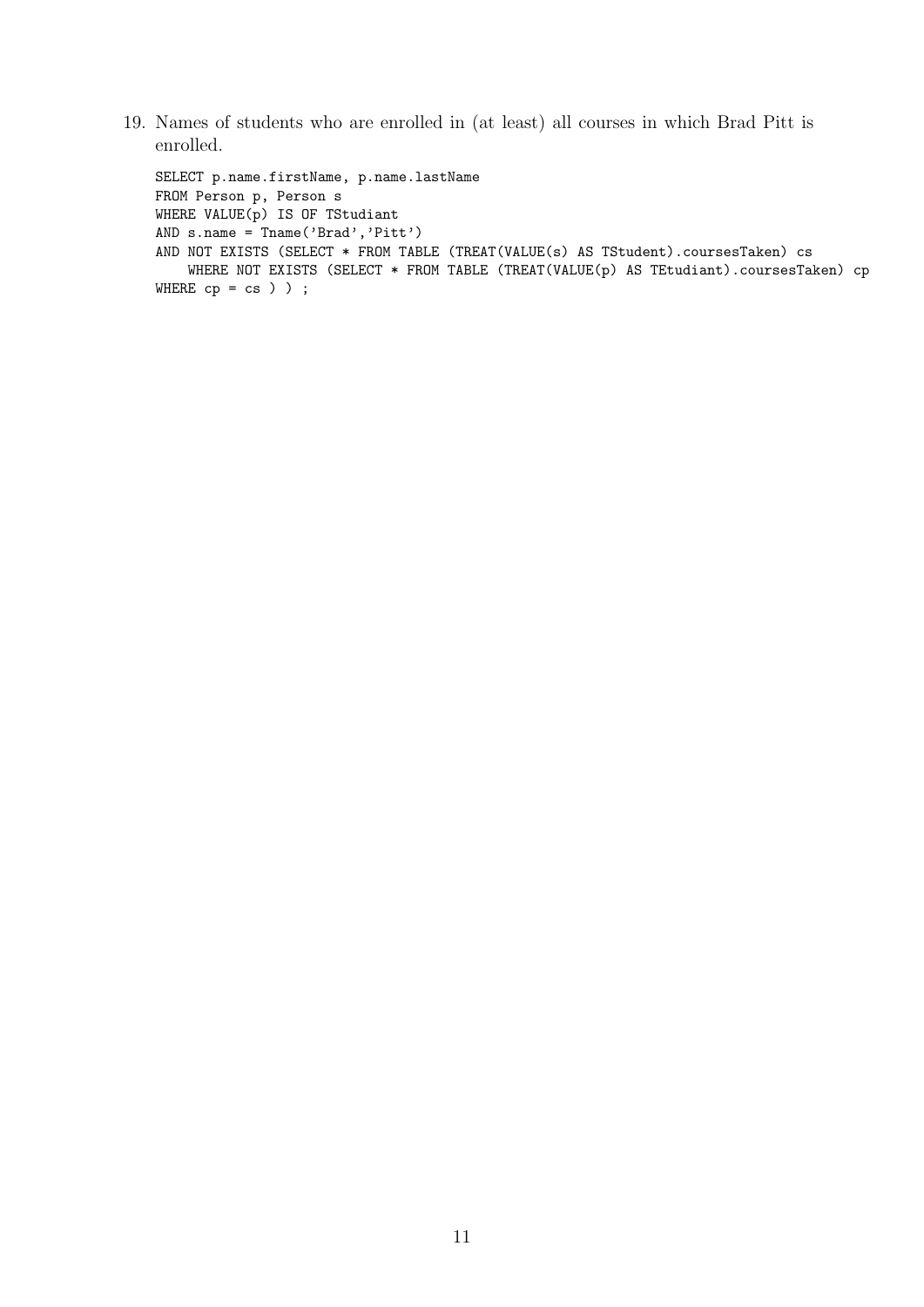19. Names of students who are enrolled in (at least) all courses in which Brad Pitt is enrolled.

```
SELECT p.name.firstName, p.name.lastName
FROM Person p, Person s
WHERE VALUE(p) IS OF TStudiant
AND s.name = Tname('Brad','Pitt')
AND NOT EXISTS (SELECT * FROM TABLE (TREAT(VALUE(s) AS TStudent).coursesTaken) cs
    WHERE NOT EXISTS (SELECT * FROM TABLE (TREAT(VALUE(p) AS TEtudiant).coursesTaken) cp
WHERE cp = cs ) ) ;
```